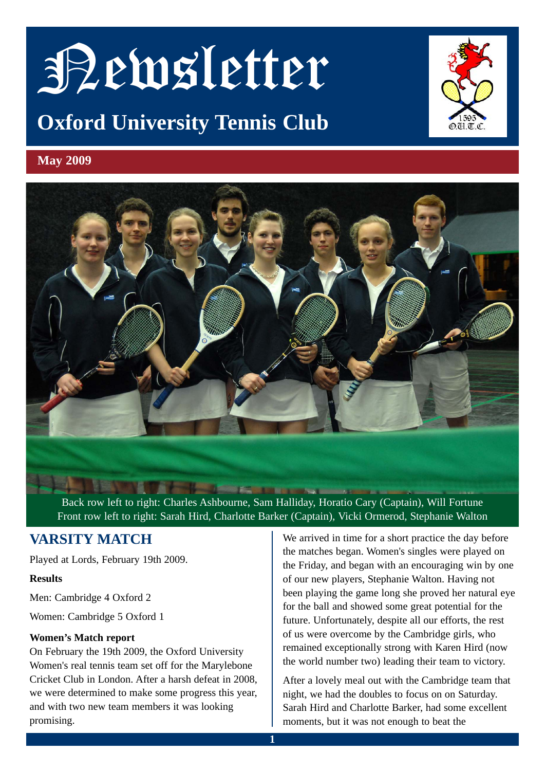# Newsletter

## Oxford University Tennis Club

**May 2009**

Back row left to right: Charles Ashbourne, Sam Halliday, Horatio Cary (Captain), Will Fortune
Front row left to right: Sarah Hird, Charlotte Barker (Captain), Vicki Ormerod, Stephanie Walton

## VARSITY MATCH

Played at Lords, February 19th 2009.

**Results**

Men: Cambridge 4 Oxford 2

Women: Cambridge 5 Oxford 1

**Women's Match report**

On February the 19th 2009, the Oxford University Women's real tennis team set off for the Marylebone Cricket Club in London. After a harsh defeat in 2008, we were determined to make some progress this year, and with two new team members it was looking promising.

We arrived in time for a short practice the day before the matches began. Women's singles were played on the Friday, and began with an encouraging win by one of our new players, Stephanie Walton. Having not been playing the game long she proved her natural eye for the ball and showed some great potential for the future. Unfortunately, despite all our efforts, the rest of us were overcome by the Cambridge girls, who remained exceptionally strong with Karen Hird (now the world number two) leading their team to victory.

After a lovely meal out with the Cambridge team that night, we had the doubles to focus on on Saturday. Sarah Hird and Charlotte Barker, had some excellent moments, but it was not enough to beat the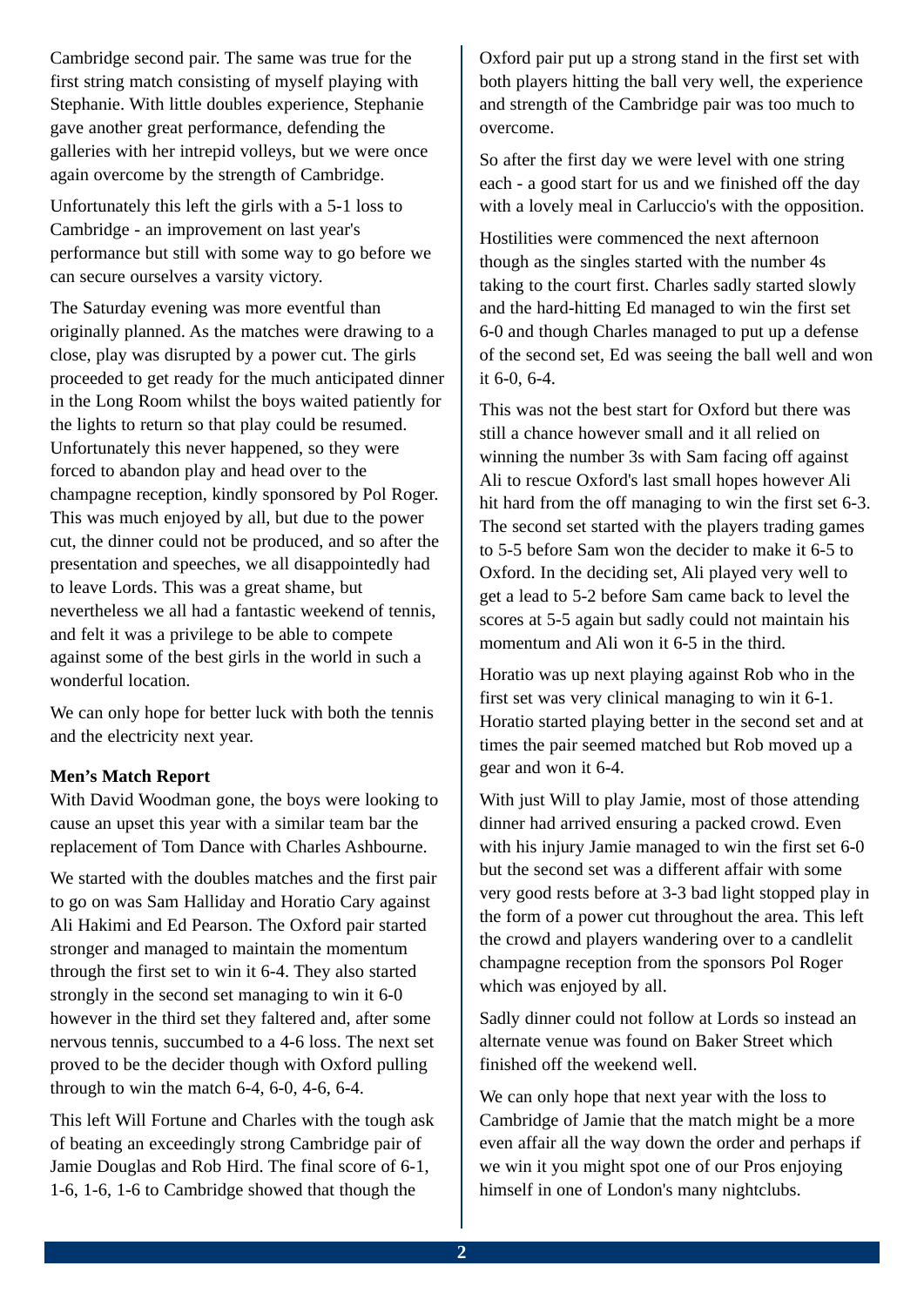Cambridge second pair. The same was true for the first string match consisting of myself playing with Stephanie. With little doubles experience, Stephanie gave another great performance, defending the galleries with her intrepid volleys, but we were once again overcome by the strength of Cambridge.

Unfortunately this left the girls with a 5-1 loss to Cambridge - an improvement on last year's performance but still with some way to go before we can secure ourselves a varsity victory.

The Saturday evening was more eventful than originally planned. As the matches were drawing to a close, play was disrupted by a power cut. The girls proceeded to get ready for the much anticipated dinner in the Long Room whilst the boys waited patiently for the lights to return so that play could be resumed. Unfortunately this never happened, so they were forced to abandon play and head over to the champagne reception, kindly sponsored by Pol Roger. This was much enjoyed by all, but due to the power cut, the dinner could not be produced, and so after the presentation and speeches, we all disappointedly had to leave Lords. This was a great shame, but nevertheless we all had a fantastic weekend of tennis, and felt it was a privilege to be able to compete against some of the best girls in the world in such a wonderful location.

We can only hope for better luck with both the tennis and the electricity next year.

**Men's Match Report**

With David Woodman gone, the boys were looking to cause an upset this year with a similar team bar the replacement of Tom Dance with Charles Ashbourne.

We started with the doubles matches and the first pair to go on was Sam Halliday and Horatio Cary against Ali Hakimi and Ed Pearson. The Oxford pair started stronger and managed to maintain the momentum through the first set to win it 6-4. They also started strongly in the second set managing to win it 6-0 however in the third set they faltered and, after some nervous tennis, succumbed to a 4-6 loss. The next set proved to be the decider though with Oxford pulling through to win the match 6-4, 6-0, 4-6, 6-4.

This left Will Fortune and Charles with the tough ask of beating an exceedingly strong Cambridge pair of Jamie Douglas and Rob Hird. The final score of 6-1, 1-6, 1-6, 1-6 to Cambridge showed that though the Oxford pair put up a strong stand in the first set with both players hitting the ball very well, the experience and strength of the Cambridge pair was too much to overcome.

So after the first day we were level with one string each - a good start for us and we finished off the day with a lovely meal in Carluccio's with the opposition.

Hostilities were commenced the next afternoon though as the singles started with the number 4s taking to the court first. Charles sadly started slowly and the hard-hitting Ed managed to win the first set 6-0 and though Charles managed to put up a defense of the second set, Ed was seeing the ball well and won it 6-0, 6-4.

This was not the best start for Oxford but there was still a chance however small and it all relied on winning the number 3s with Sam facing off against Ali to rescue Oxford's last small hopes however Ali hit hard from the off managing to win the first set 6-3. The second set started with the players trading games to 5-5 before Sam won the decider to make it 6-5 to Oxford. In the deciding set, Ali played very well to get a lead to 5-2 before Sam came back to level the scores at 5-5 again but sadly could not maintain his momentum and Ali won it 6-5 in the third.

Horatio was up next playing against Rob who in the first set was very clinical managing to win it 6-1. Horatio started playing better in the second set and at times the pair seemed matched but Rob moved up a gear and won it 6-4.

With just Will to play Jamie, most of those attending dinner had arrived ensuring a packed crowd. Even with his injury Jamie managed to win the first set 6-0 but the second set was a different affair with some very good rests before at 3-3 bad light stopped play in the form of a power cut throughout the area. This left the crowd and players wandering over to a candlelit champagne reception from the sponsors Pol Roger which was enjoyed by all.

Sadly dinner could not follow at Lords so instead an alternate venue was found on Baker Street which finished off the weekend well.

We can only hope that next year with the loss to Cambridge of Jamie that the match might be a more even affair all the way down the order and perhaps if we win it you might spot one of our Pros enjoying himself in one of London's many nightclubs.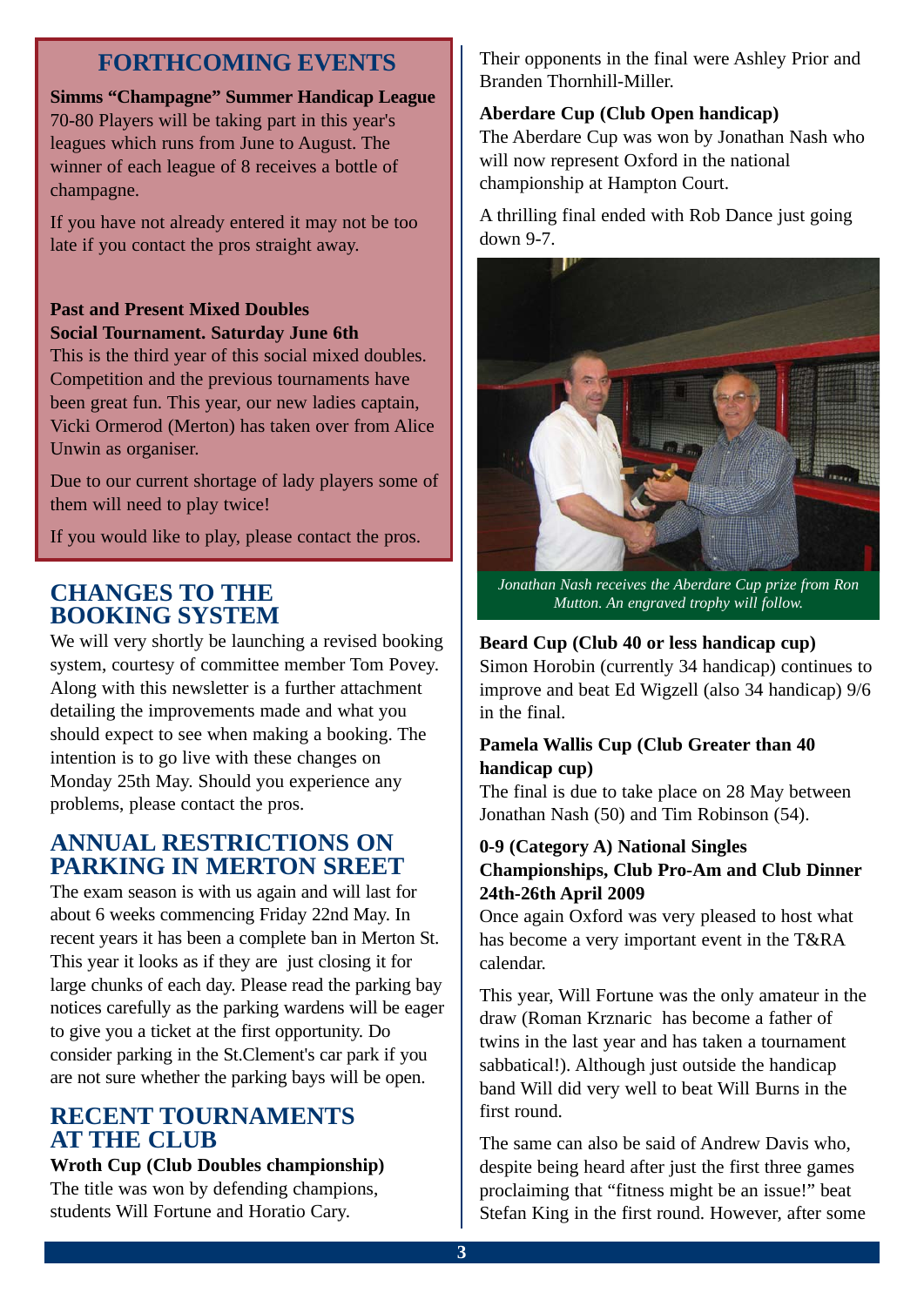## FORTHCOMING EVENTS

**Simms "Champagne" Summer Handicap League**
70-80 Players will be taking part in this year's leagues which runs from June to August. The winner of each league of 8 receives a bottle of champagne.

If you have not already entered it may not be too late if you contact the pros straight away.

**Past and Present Mixed Doubles Social Tournament. Saturday June 6th**
This is the third year of this social mixed doubles. Competition and the previous tournaments have been great fun. This year, our new ladies captain, Vicki Ormerod (Merton) has taken over from Alice Unwin as organiser.

Due to our current shortage of lady players some of them will need to play twice!

If you would like to play, please contact the pros.

## CHANGES TO THE BOOKING SYSTEM

We will very shortly be launching a revised booking system, courtesy of committee member Tom Povey. Along with this newsletter is a further attachment detailing the improvements made and what you should expect to see when making a booking. The intention is to go live with these changes on Monday 25th May. Should you experience any problems, please contact the pros.

## ANNUAL RESTRICTIONS ON PARKING IN MERTON SREET

The exam season is with us again and will last for about 6 weeks commencing Friday 22nd May. In recent years it has been a complete ban in Merton St. This year it looks as if they are just closing it for large chunks of each day. Please read the parking bay notices carefully as the parking wardens will be eager to give you a ticket at the first opportunity. Do consider parking in the St.Clement's car park if you are not sure whether the parking bays will be open.

## RECENT TOURNAMENTS AT THE CLUB

**Wroth Cup (Club Doubles championship)**
The title was won by defending champions, students Will Fortune and Horatio Cary. Their opponents in the final were Ashley Prior and Branden Thornhill-Miller.

**Aberdare Cup (Club Open handicap)**
The Aberdare Cup was won by Jonathan Nash who will now represent Oxford in the national championship at Hampton Court.

A thrilling final ended with Rob Dance just going down 9-7.

*Jonathan Nash receives the Aberdare Cup prize from Ron Mutton. An engraved trophy will follow.*

**Beard Cup (Club 40 or less handicap cup)**
Simon Horobin (currently 34 handicap) continues to improve and beat Ed Wigzell (also 34 handicap) 9/6 in the final.

**Pamela Wallis Cup (Club Greater than 40 handicap cup)**
The final is due to take place on 28 May between Jonathan Nash (50) and Tim Robinson (54).

**0-9 (Category A) National Singles Championships, Club Pro-Am and Club Dinner 24th-26th April 2009**
Once again Oxford was very pleased to host what has become a very important event in the T&RA calendar.

This year, Will Fortune was the only amateur in the draw (Roman Krznaric has become a father of twins in the last year and has taken a tournament sabbatical!). Although just outside the handicap band Will did very well to beat Will Burns in the first round.

The same can also be said of Andrew Davis who, despite being heard after just the first three games proclaiming that "fitness might be an issue!" beat Stefan King in the first round. However, after some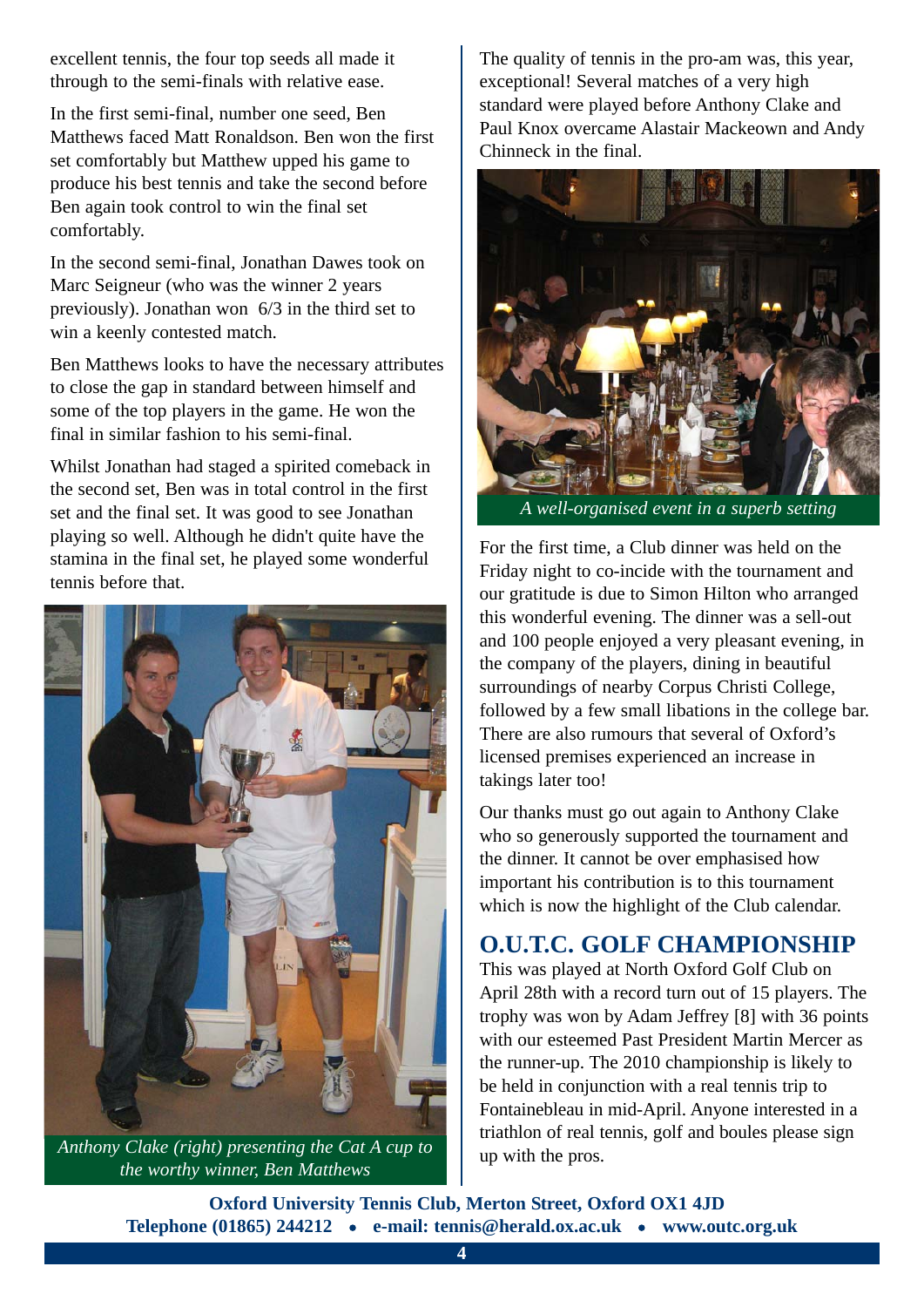excellent tennis, the four top seeds all made it through to the semi-finals with relative ease.

In the first semi-final, number one seed, Ben Matthews faced Matt Ronaldson. Ben won the first set comfortably but Matthew upped his game to produce his best tennis and take the second before Ben again took control to win the final set comfortably.

In the second semi-final, Jonathan Dawes took on Marc Seigneur (who was the winner 2 years previously). Jonathan won 6/3 in the third set to win a keenly contested match.

Ben Matthews looks to have the necessary attributes to close the gap in standard between himself and some of the top players in the game. He won the final in similar fashion to his semi-final.

Whilst Jonathan had staged a spirited comeback in the second set, Ben was in total control in the first set and the final set. It was good to see Jonathan playing so well. Although he didn't quite have the stamina in the final set, he played some wonderful tennis before that.

*Anthony Clake (right) presenting the Cat A cup to the worthy winner, Ben Matthews*

The quality of tennis in the pro-am was, this year, exceptional! Several matches of a very high standard were played before Anthony Clake and Paul Knox overcame Alastair Mackeown and Andy Chinneck in the final.

*A well-organised event in a superb setting*

For the first time, a Club dinner was held on the Friday night to co-incide with the tournament and our gratitude is due to Simon Hilton who arranged this wonderful evening. The dinner was a sell-out and 100 people enjoyed a very pleasant evening, in the company of the players, dining in beautiful surroundings of nearby Corpus Christi College, followed by a few small libations in the college bar. There are also rumours that several of Oxford's licensed premises experienced an increase in takings later too!

Our thanks must go out again to Anthony Clake who so generously supported the tournament and the dinner. It cannot be over emphasised how important his contribution is to this tournament which is now the highlight of the Club calendar.

## O.U.T.C. GOLF CHAMPIONSHIP

This was played at North Oxford Golf Club on April 28th with a record turn out of 15 players. The trophy was won by Adam Jeffrey [8] with 36 points with our esteemed Past President Martin Mercer as the runner-up. The 2010 championship is likely to be held in conjunction with a real tennis trip to Fontainebleau in mid-April. Anyone interested in a triathlon of real tennis, golf and boules please sign up with the pros.

**Oxford University Tennis Club, Merton Street, Oxford OX1 4JD**
**Telephone (01865) 244212 • e-mail: tennis@herald.ox.ac.uk • www.outc.org.uk**